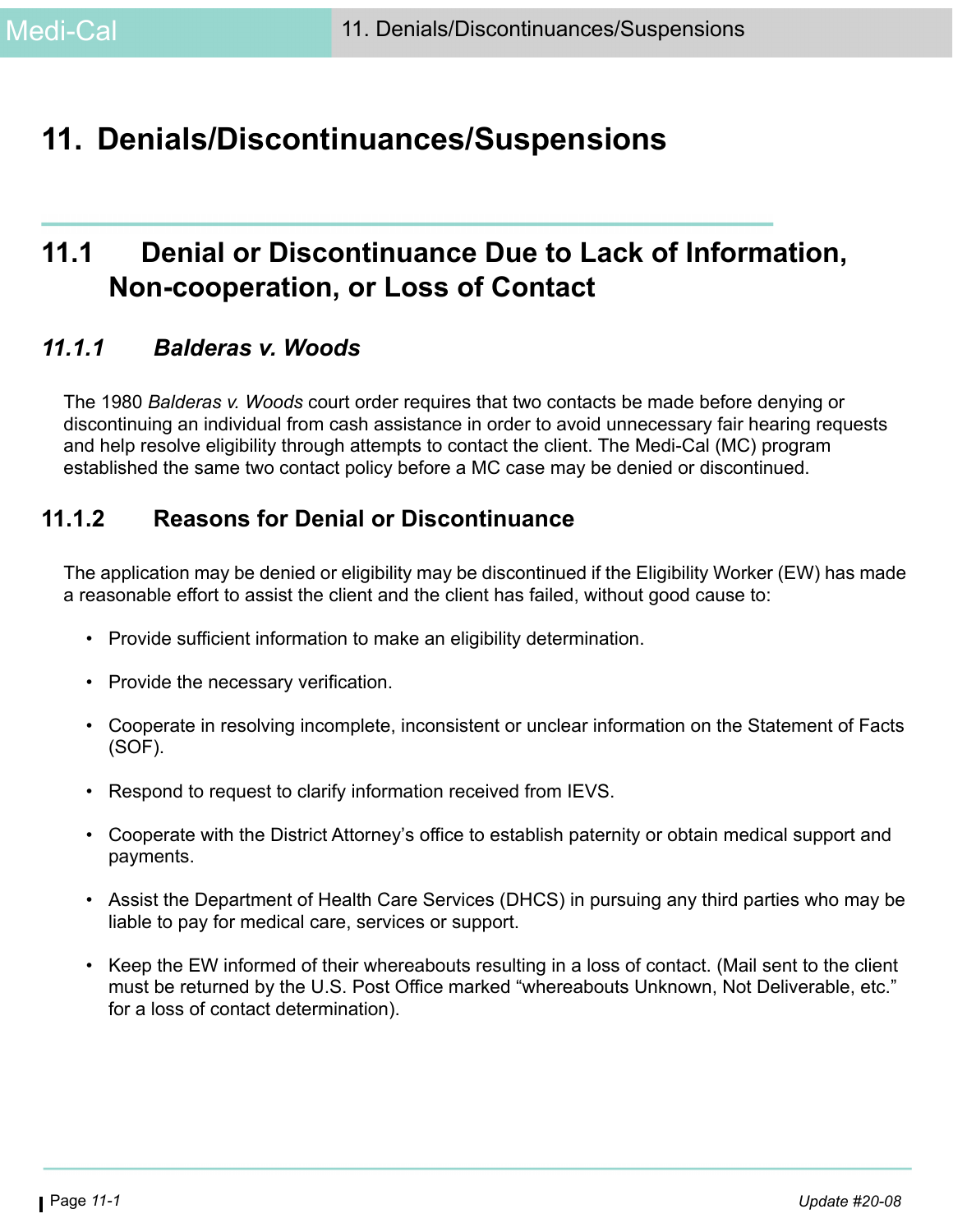# 11. Denials/Discontinuances/Suspensions

## 11.1 Denial or Discontinuance Due to Lack of Information, Non-cooperation, or Loss of Contact

### *11.1.1 Balderas v. Woods*

The 1980 *Balderas v. Woods* court order requires that two contacts be made before denying or discontinuing an individual from cash assistance in order to avoid unnecessary fair hearing requests and help resolve eligibility through attempts to contact the client. The Medi-Cal (MC) program established the same two contact policy before a MC case may be denied or discontinued.

### 11.1.2 Reasons for Denial or Discontinuance

The application may be denied or eligibility may be discontinued if the Eligibility Worker (EW) has made a reasonable effort to assist the client and the client has failed, without good cause to:

- Provide sufficient information to make an eligibility determination.
- Provide the necessary verification.
- Cooperate in resolving incomplete, inconsistent or unclear information on the Statement of Facts (SOF).
- Respond to request to clarify information received from IEVS.
- Cooperate with the District Attorney's office to establish paternity or obtain medical support and payments.
- Assist the Department of Health Care Services (DHCS) in pursuing any third parties who may be liable to pay for medical care, services or support.
- Keep the EW informed of their whereabouts resulting in a loss of contact. (Mail sent to the client must be returned by the U.S. Post Office marked "whereabouts Unknown, Not Deliverable, etc." for a loss of contact determination).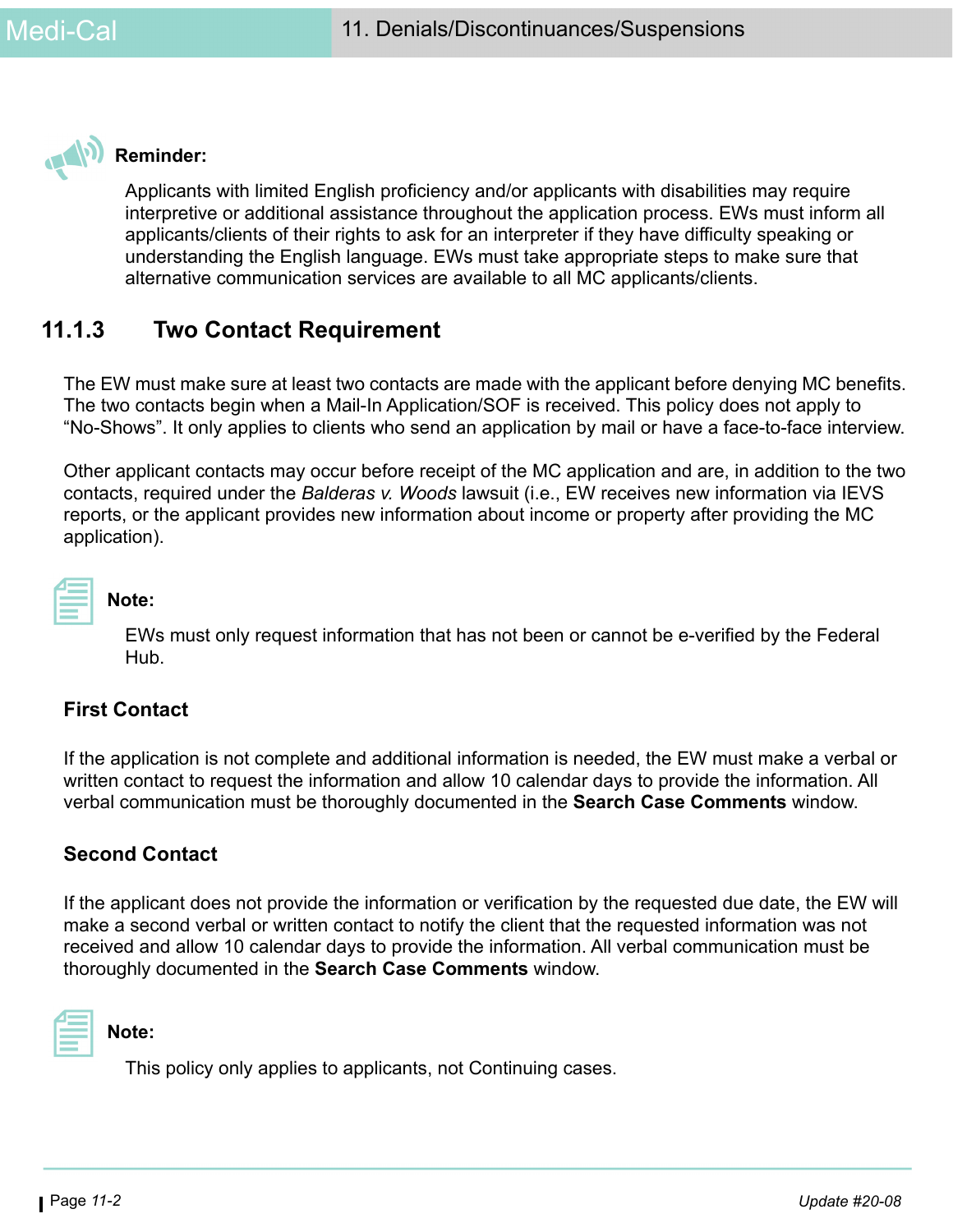**Reminder:**

Applicants with limited English proficiency and/or applicants with disabilities may require interpretive or additional assistance throughout the application process. EWs must inform all applicants/clients of their rights to ask for an interpreter if they have difficulty speaking or understanding the English language. EWs must take appropriate steps to make sure that alternative communication services are available to all MC applicants/clients.

## 11.1.3 Two Contact Requirement

The EW must make sure at least two contacts are made with the applicant before denying MC benefits. The two contacts begin when a Mail-In Application/SOF is received. This policy does not apply to "No-Shows". It only applies to clients who send an application by mail or have a face-to-face interview.

Other applicant contacts may occur before receipt of the MC application and are, in addition to the two contacts, required under the *Balderas v. Woods* lawsuit (i.e., EW receives new information via IEVS reports, or the applicant provides new information about income or property after providing the MC application).

**Note:**

EWs must only request information that has not been or cannot be e-verified by the Federal Hub.

### First Contact

If the application is not complete and additional information is needed, the EW must make a verbal or written contact to request the information and allow 10 calendar days to provide the information. All verbal communication must be thoroughly documented in the **Search Case Comments** window.

### Second Contact

If the applicant does not provide the information or verification by the requested due date, the EW will make a second verbal or written contact to notify the client that the requested information was not received and allow 10 calendar days to provide the information. All verbal communication must be thoroughly documented in the **Search Case Comments** window.

**Note:**

This policy only applies to applicants, not Continuing cases.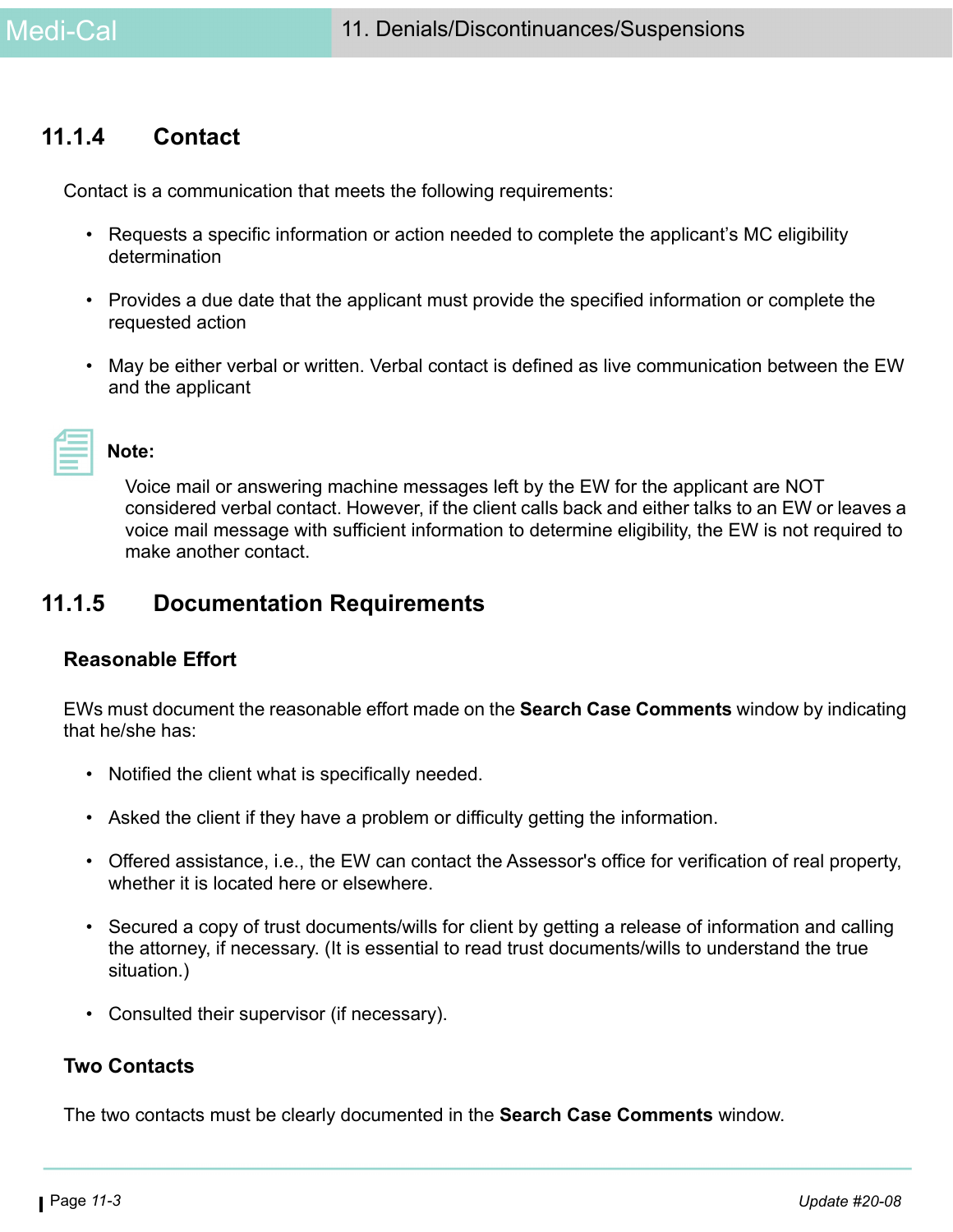### 11.1.4 Contact

Contact is a communication that meets the following requirements:

- Requests a specific information or action needed to complete the applicant's MC eligibility determination
- Provides a due date that the applicant must provide the specified information or complete the requested action
- May be either verbal or written. Verbal contact is defined as live communication between the EW and the applicant

**Note:**

Voice mail or answering machine messages left by the EW for the applicant are NOT considered verbal contact. However, if the client calls back and either talks to an EW or leaves a voice mail message with sufficient information to determine eligibility, the EW is not required to make another contact.

### 11.1.5 Documentation Requirements

#### Reasonable Effort

EWs must document the reasonable effort made on the **Search Case Comments** window by indicating that he/she has:

- Notified the client what is specifically needed.
- Asked the client if they have a problem or difficulty getting the information.
- Offered assistance, i.e., the EW can contact the Assessor's office for verification of real property, whether it is located here or elsewhere.
- Secured a copy of trust documents/wills for client by getting a release of information and calling the attorney, if necessary. (It is essential to read trust documents/wills to understand the true situation.)
- Consulted their supervisor (if necessary).

#### Two Contacts

The two contacts must be clearly documented in the **Search Case Comments** window.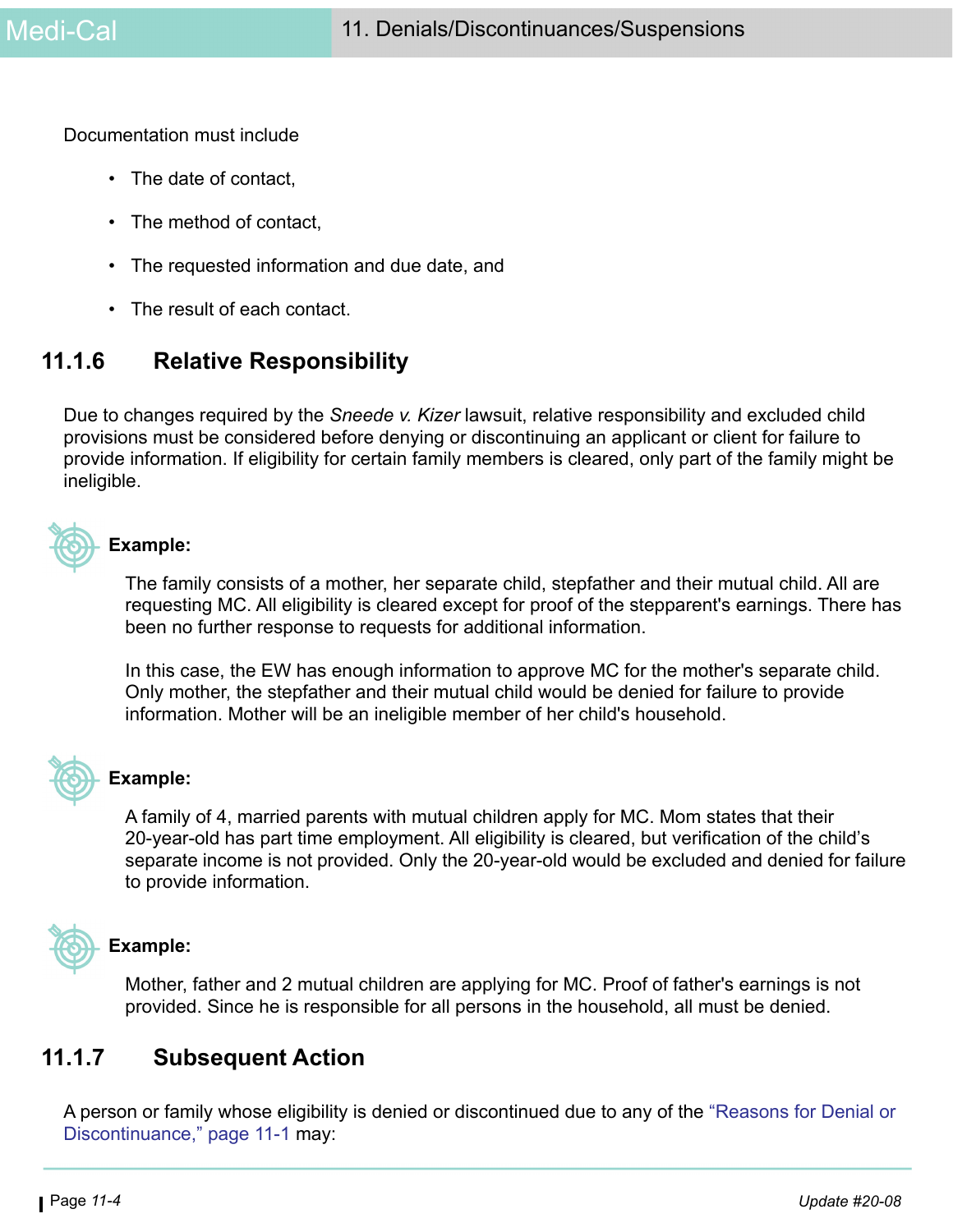Documentation must include

- The date of contact,
- The method of contact,
- The requested information and due date, and
- The result of each contact.

## 11.1.6 Relative Responsibility

Due to changes required by the *Sneede v. Kizer* lawsuit, relative responsibility and excluded child provisions must be considered before denying or discontinuing an applicant or client for failure to provide information. If eligibility for certain family members is cleared, only part of the family might be ineligible.

**Example:**

The family consists of a mother, her separate child, stepfather and their mutual child. All are requesting MC. All eligibility is cleared except for proof of the stepparent's earnings. There has been no further response to requests for additional information.

In this case, the EW has enough information to approve MC for the mother's separate child. Only mother, the stepfather and their mutual child would be denied for failure to provide information. Mother will be an ineligible member of her child's household.

**Example:**

A family of 4, married parents with mutual children apply for MC. Mom states that their 20-year-old has part time employment. All eligibility is cleared, but verification of the child's separate income is not provided. Only the 20-year-old would be excluded and denied for failure to provide information.

**Example:**

Mother, father and 2 mutual children are applying for MC. Proof of father's earnings is not provided. Since he is responsible for all persons in the household, all must be denied.

## 11.1.7 Subsequent Action

A person or family whose eligibility is denied or discontinued due to any of the "Reasons for Denial or Discontinuance," page 11-1 may: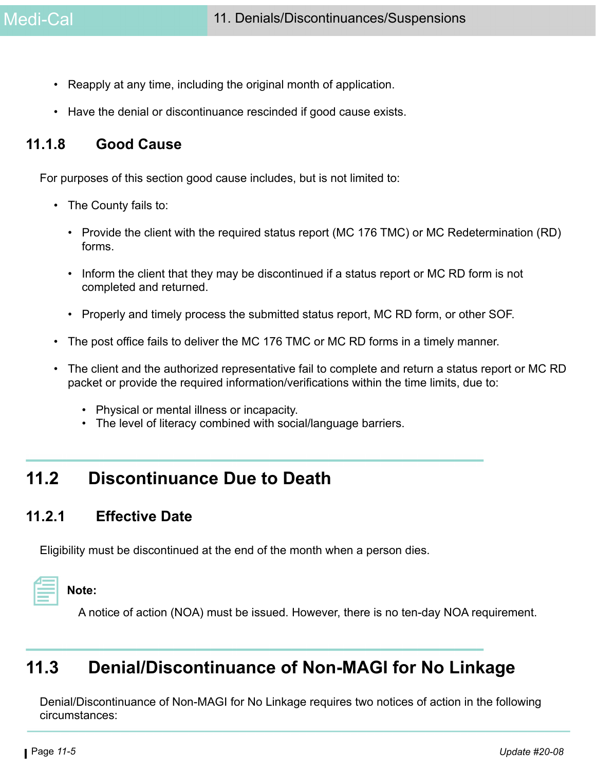- Reapply at any time, including the original month of application.
- Have the denial or discontinuance rescinded if good cause exists.

### 11.1.8 Good Cause

For purposes of this section good cause includes, but is not limited to:

- The County fails to:
  - Provide the client with the required status report (MC 176 TMC) or MC Redetermination (RD) forms.
  - Inform the client that they may be discontinued if a status report or MC RD form is not completed and returned.
  - Properly and timely process the submitted status report, MC RD form, or other SOF.
- The post office fails to deliver the MC 176 TMC or MC RD forms in a timely manner.
- The client and the authorized representative fail to complete and return a status report or MC RD packet or provide the required information/verifications within the time limits, due to:
  - Physical or mental illness or incapacity.
  - The level of literacy combined with social/language barriers.

## 11.2 Discontinuance Due to Death

### 11.2.1 Effective Date

Eligibility must be discontinued at the end of the month when a person dies.

**Note:**

A notice of action (NOA) must be issued. However, there is no ten-day NOA requirement.

## 11.3 Denial/Discontinuance of Non-MAGI for No Linkage

Denial/Discontinuance of Non-MAGI for No Linkage requires two notices of action in the following circumstances: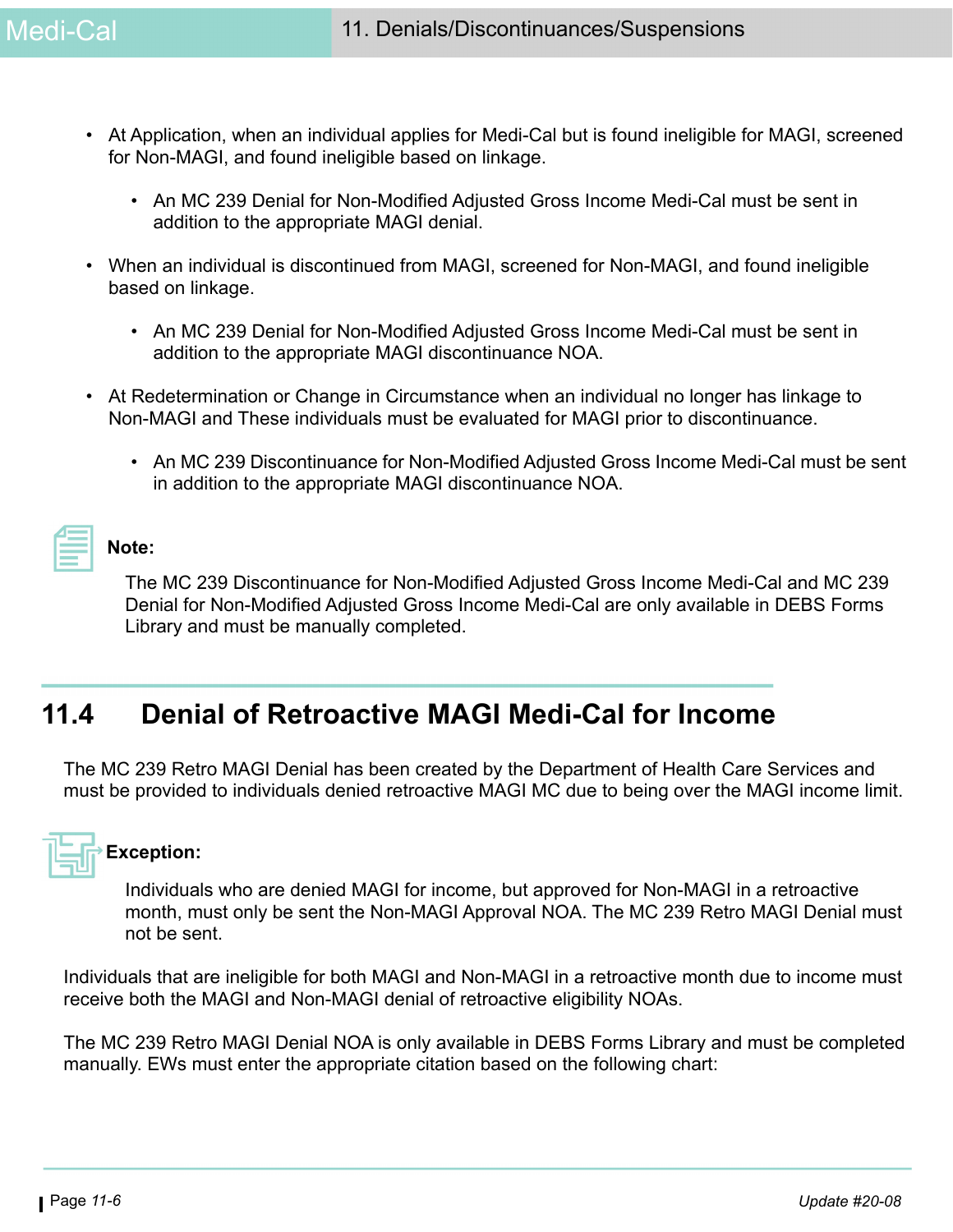- At Application, when an individual applies for Medi-Cal but is found ineligible for MAGI, screened for Non-MAGI, and found ineligible based on linkage.
  - An MC 239 Denial for Non-Modified Adjusted Gross Income Medi-Cal must be sent in addition to the appropriate MAGI denial.
- When an individual is discontinued from MAGI, screened for Non-MAGI, and found ineligible based on linkage.
  - An MC 239 Denial for Non-Modified Adjusted Gross Income Medi-Cal must be sent in addition to the appropriate MAGI discontinuance NOA.
- At Redetermination or Change in Circumstance when an individual no longer has linkage to Non-MAGI and These individuals must be evaluated for MAGI prior to discontinuance.
  - An MC 239 Discontinuance for Non-Modified Adjusted Gross Income Medi-Cal must be sent in addition to the appropriate MAGI discontinuance NOA.

**Note:**

The MC 239 Discontinuance for Non-Modified Adjusted Gross Income Medi-Cal and MC 239 Denial for Non-Modified Adjusted Gross Income Medi-Cal are only available in DEBS Forms Library and must be manually completed.

## 11.4 Denial of Retroactive MAGI Medi-Cal for Income

The MC 239 Retro MAGI Denial has been created by the Department of Health Care Services and must be provided to individuals denied retroactive MAGI MC due to being over the MAGI income limit.

**Exception:**

Individuals who are denied MAGI for income, but approved for Non-MAGI in a retroactive month, must only be sent the Non-MAGI Approval NOA. The MC 239 Retro MAGI Denial must not be sent.

Individuals that are ineligible for both MAGI and Non-MAGI in a retroactive month due to income must receive both the MAGI and Non-MAGI denial of retroactive eligibility NOAs.

The MC 239 Retro MAGI Denial NOA is only available in DEBS Forms Library and must be completed manually. EWs must enter the appropriate citation based on the following chart: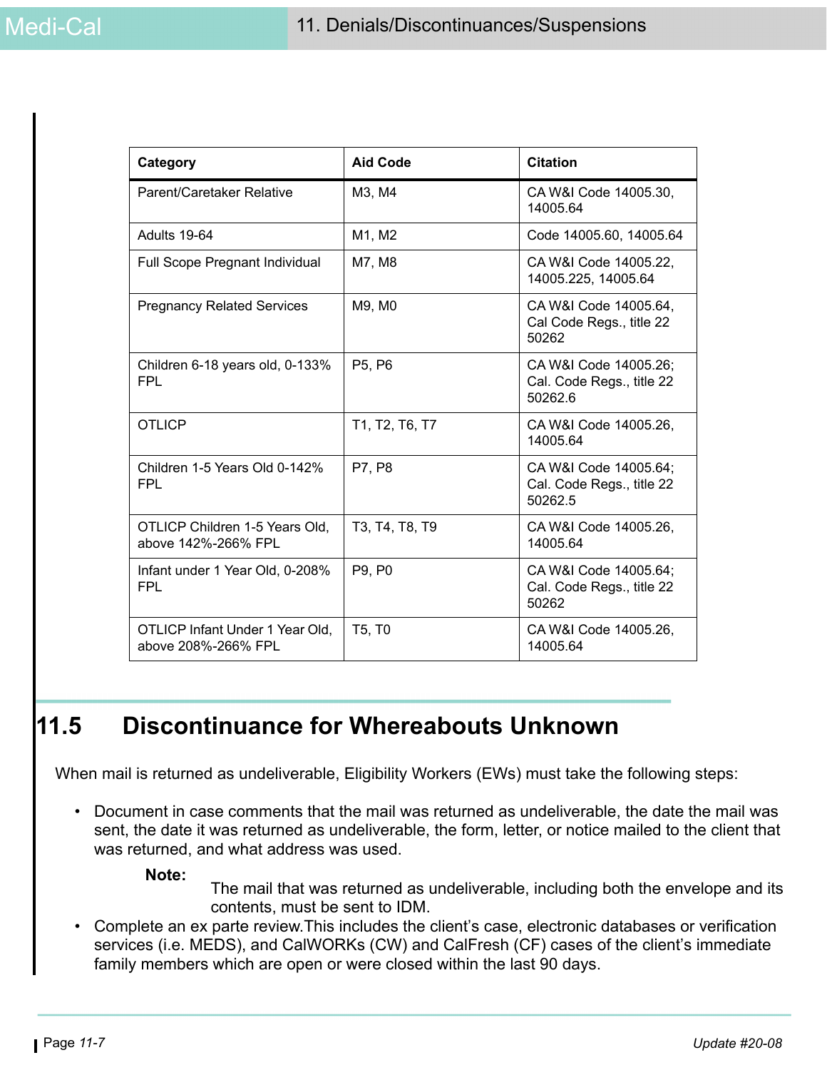| Category | Aid Code | Citation |
|---|---|---|
| Parent/Caretaker Relative | M3, M4 | CA W&I Code 14005.30, 14005.64 |
| Adults 19-64 | M1, M2 | Code 14005.60, 14005.64 |
| Full Scope Pregnant Individual | M7, M8 | CA W&I Code 14005.22, 14005.225, 14005.64 |
| Pregnancy Related Services | M9, M0 | CA W&I Code 14005.64, Cal Code Regs., title 22 50262 |
| Children 6-18 years old, 0-133% FPL | P5, P6 | CA W&I Code 14005.26; Cal. Code Regs., title 22 50262.6 |
| OTLICP | T1, T2, T6, T7 | CA W&I Code 14005.26, 14005.64 |
| Children 1-5 Years Old 0-142% FPL | P7, P8 | CA W&I Code 14005.64; Cal. Code Regs., title 22 50262.5 |
| OTLICP Children 1-5 Years Old, above 142%-266% FPL | T3, T4, T8, T9 | CA W&I Code 14005.26, 14005.64 |
| Infant under 1 Year Old, 0-208% FPL | P9, P0 | CA W&I Code 14005.64; Cal. Code Regs., title 22 50262 |
| OTLICP Infant Under 1 Year Old, above 208%-266% FPL | T5, T0 | CA W&I Code 14005.26, 14005.64 |

## 11.5 Discontinuance for Whereabouts Unknown

When mail is returned as undeliverable, Eligibility Workers (EWs) must take the following steps:

- Document in case comments that the mail was returned as undeliverable, the date the mail was sent, the date it was returned as undeliverable, the form, letter, or notice mailed to the client that was returned, and what address was used.

  **Note:** The mail that was returned as undeliverable, including both the envelope and its contents, must be sent to IDM.

- Complete an ex parte review.This includes the client's case, electronic databases or verification services (i.e. MEDS), and CalWORKs (CW) and CalFresh (CF) cases of the client's immediate family members which are open or were closed within the last 90 days.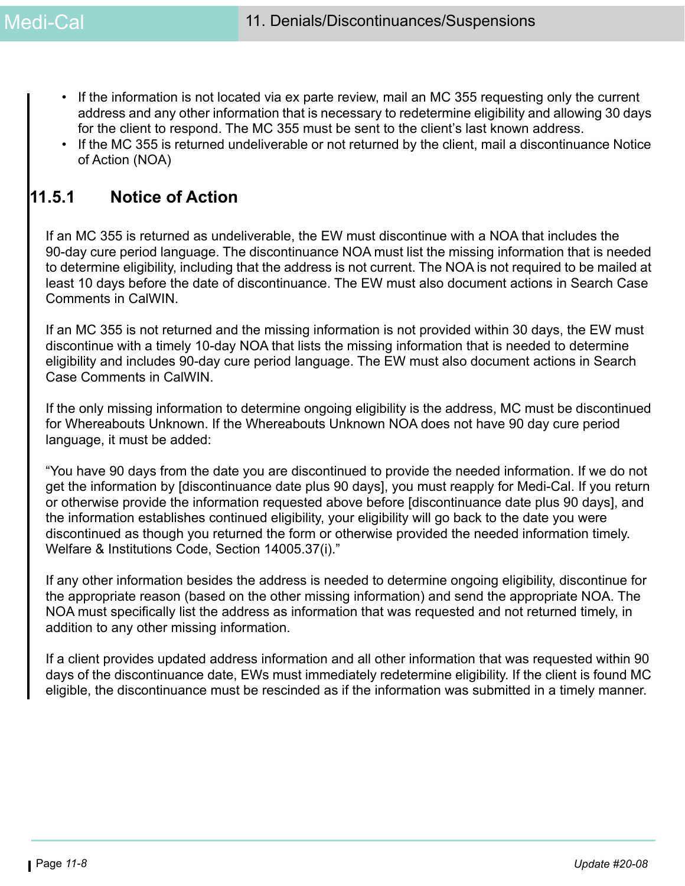- If the information is not located via ex parte review, mail an MC 355 requesting only the current address and any other information that is necessary to redetermine eligibility and allowing 30 days for the client to respond. The MC 355 must be sent to the client's last known address.
- If the MC 355 is returned undeliverable or not returned by the client, mail a discontinuance Notice of Action (NOA)

## 11.5.1 Notice of Action

If an MC 355 is returned as undeliverable, the EW must discontinue with a NOA that includes the 90-day cure period language. The discontinuance NOA must list the missing information that is needed to determine eligibility, including that the address is not current. The NOA is not required to be mailed at least 10 days before the date of discontinuance. The EW must also document actions in Search Case Comments in CalWIN.

If an MC 355 is not returned and the missing information is not provided within 30 days, the EW must discontinue with a timely 10-day NOA that lists the missing information that is needed to determine eligibility and includes 90-day cure period language. The EW must also document actions in Search Case Comments in CalWIN.

If the only missing information to determine ongoing eligibility is the address, MC must be discontinued for Whereabouts Unknown. If the Whereabouts Unknown NOA does not have 90 day cure period language, it must be added:

"You have 90 days from the date you are discontinued to provide the needed information. If we do not get the information by [discontinuance date plus 90 days], you must reapply for Medi-Cal. If you return or otherwise provide the information requested above before [discontinuance date plus 90 days], and the information establishes continued eligibility, your eligibility will go back to the date you were discontinued as though you returned the form or otherwise provided the needed information timely. Welfare & Institutions Code, Section 14005.37(i)."

If any other information besides the address is needed to determine ongoing eligibility, discontinue for the appropriate reason (based on the other missing information) and send the appropriate NOA. The NOA must specifically list the address as information that was requested and not returned timely, in addition to any other missing information.

If a client provides updated address information and all other information that was requested within 90 days of the discontinuance date, EWs must immediately redetermine eligibility. If the client is found MC eligible, the discontinuance must be rescinded as if the information was submitted in a timely manner.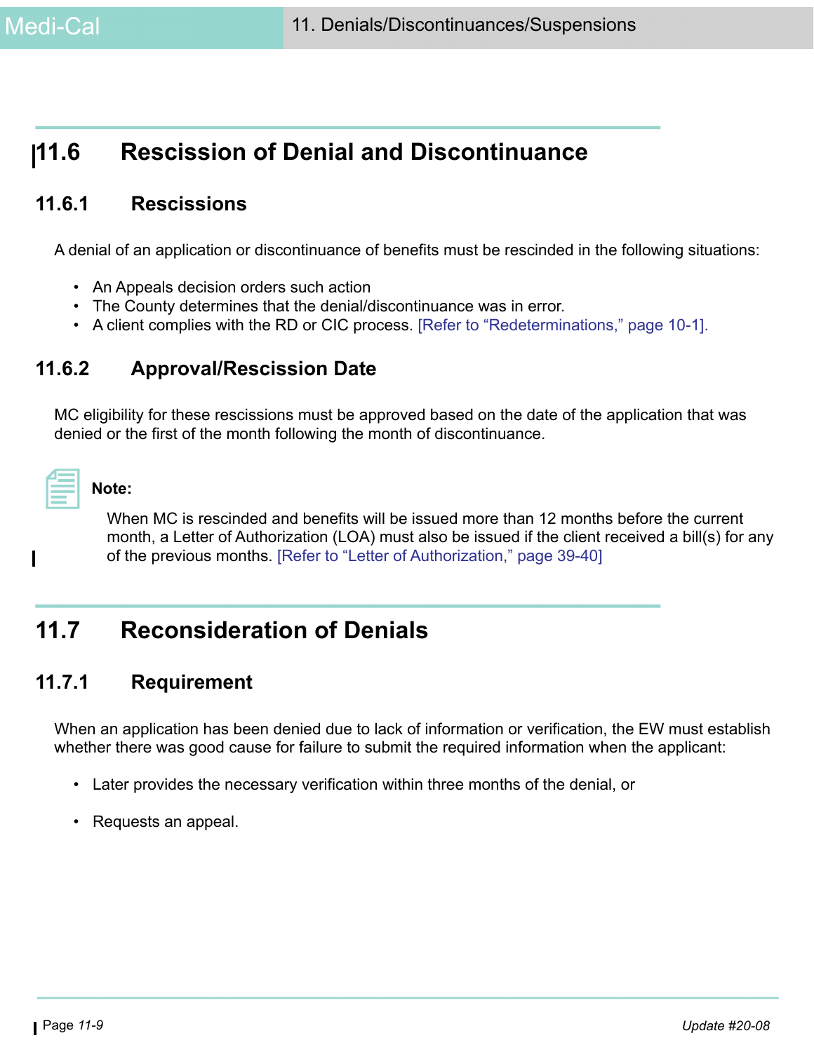## 11.6 Rescission of Denial and Discontinuance

### 11.6.1 Rescissions

A denial of an application or discontinuance of benefits must be rescinded in the following situations:

- An Appeals decision orders such action
- The County determines that the denial/discontinuance was in error.
- A client complies with the RD or CIC process. [Refer to "Redeterminations," page 10-1].

### 11.6.2 Approval/Rescission Date

MC eligibility for these rescissions must be approved based on the date of the application that was denied or the first of the month following the month of discontinuance.

**Note:**

When MC is rescinded and benefits will be issued more than 12 months before the current month, a Letter of Authorization (LOA) must also be issued if the client received a bill(s) for any of the previous months. [Refer to "Letter of Authorization," page 39-40]

## 11.7 Reconsideration of Denials

### 11.7.1 Requirement

When an application has been denied due to lack of information or verification, the EW must establish whether there was good cause for failure to submit the required information when the applicant:

- Later provides the necessary verification within three months of the denial, or
- Requests an appeal.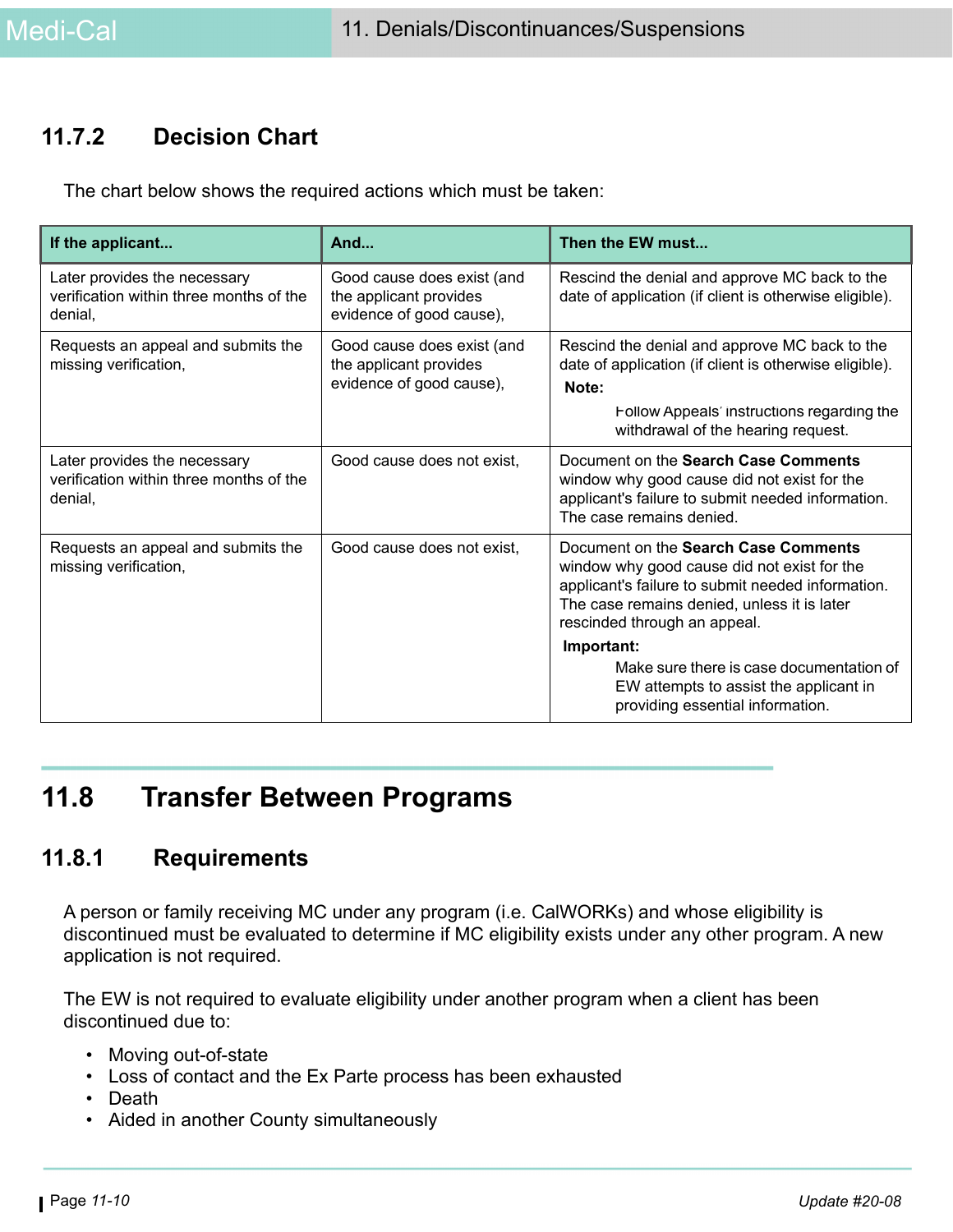### 11.7.2 Decision Chart

The chart below shows the required actions which must be taken:

| If the applicant... | And... | Then the EW must... |
|---|---|---|
| Later provides the necessary verification within three months of the denial, | Good cause does exist (and the applicant provides evidence of good cause), | Rescind the denial and approve MC back to the date of application (if client is otherwise eligible). |
| Requests an appeal and submits the missing verification, | Good cause does exist (and the applicant provides evidence of good cause), | Rescind the denial and approve MC back to the date of application (if client is otherwise eligible). **Note:** Follow Appeals' instructions regarding the withdrawal of the hearing request. |
| Later provides the necessary verification within three months of the denial, | Good cause does not exist, | Document on the **Search Case Comments** window why good cause did not exist for the applicant's failure to submit needed information. The case remains denied. |
| Requests an appeal and submits the missing verification, | Good cause does not exist, | Document on the **Search Case Comments** window why good cause did not exist for the applicant's failure to submit needed information. The case remains denied, unless it is later rescinded through an appeal. **Important:** Make sure there is case documentation of EW attempts to assist the applicant in providing essential information. |

## 11.8 Transfer Between Programs

### 11.8.1 Requirements

A person or family receiving MC under any program (i.e. CalWORKs) and whose eligibility is discontinued must be evaluated to determine if MC eligibility exists under any other program. A new application is not required.

The EW is not required to evaluate eligibility under another program when a client has been discontinued due to:

- Moving out-of-state
- Loss of contact and the Ex Parte process has been exhausted
- Death
- Aided in another County simultaneously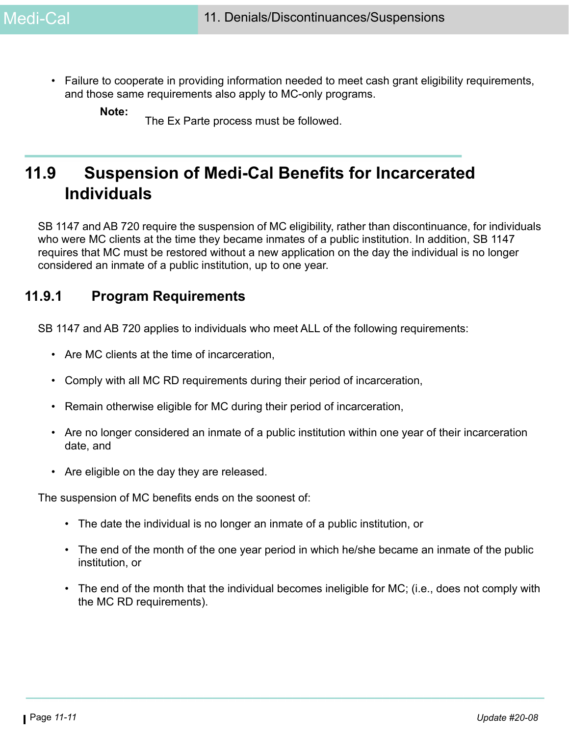- Failure to cooperate in providing information needed to meet cash grant eligibility requirements, and those same requirements also apply to MC-only programs.

  **Note:** The Ex Parte process must be followed.

## 11.9 Suspension of Medi-Cal Benefits for Incarcerated Individuals

SB 1147 and AB 720 require the suspension of MC eligibility, rather than discontinuance, for individuals who were MC clients at the time they became inmates of a public institution. In addition, SB 1147 requires that MC must be restored without a new application on the day the individual is no longer considered an inmate of a public institution, up to one year.

### 11.9.1 Program Requirements

SB 1147 and AB 720 applies to individuals who meet ALL of the following requirements:

- Are MC clients at the time of incarceration,
- Comply with all MC RD requirements during their period of incarceration,
- Remain otherwise eligible for MC during their period of incarceration,
- Are no longer considered an inmate of a public institution within one year of their incarceration date, and
- Are eligible on the day they are released.

The suspension of MC benefits ends on the soonest of:

- The date the individual is no longer an inmate of a public institution, or
- The end of the month of the one year period in which he/she became an inmate of the public institution, or
- The end of the month that the individual becomes ineligible for MC; (i.e., does not comply with the MC RD requirements).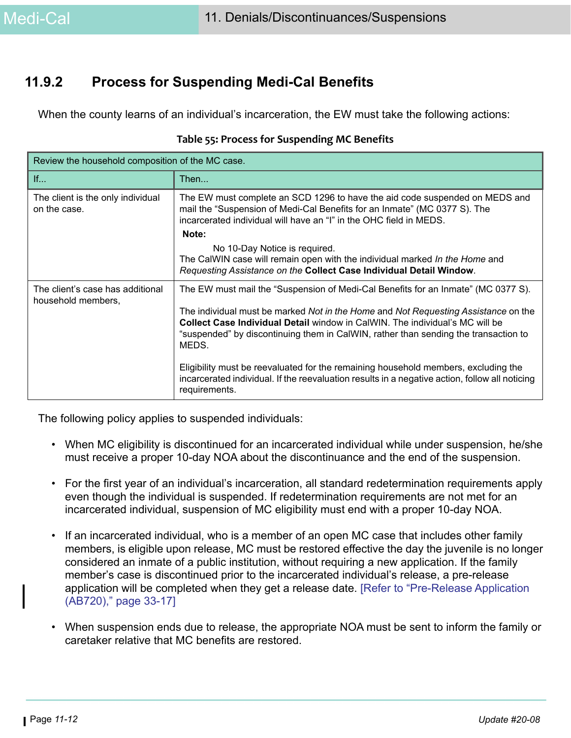## 11.9.2 Process for Suspending Medi-Cal Benefits

When the county learns of an individual's incarceration, the EW must take the following actions:

**Table 55: Process for Suspending MC Benefits**

| Review the household composition of the MC case. | |
|---|---|
| **If...** | **Then...** |
| The client is the only individual on the case. | The EW must complete an SCD 1296 to have the aid code suspended on MEDS and mail the "Suspension of Medi-Cal Benefits for an Inmate" (MC 0377 S). The incarcerated individual will have an "I" in the OHC field in MEDS. **Note:** No 10-Day Notice is required. The CalWIN case will remain open with the individual marked *In the Home* and *Requesting Assistance on the* **Collect Case Individual Detail Window**. |
| The client's case has additional household members, | The EW must mail the "Suspension of Medi-Cal Benefits for an Inmate" (MC 0377 S). The individual must be marked *Not in the Home* and *Not Requesting Assistance* on the **Collect Case Individual Detail** window in CalWIN. The individual's MC will be "suspended" by discontinuing them in CalWIN, rather than sending the transaction to MEDS. Eligibility must be reevaluated for the remaining household members, excluding the incarcerated individual. If the reevaluation results in a negative action, follow all noticing requirements. |

The following policy applies to suspended individuals:

- When MC eligibility is discontinued for an incarcerated individual while under suspension, he/she must receive a proper 10-day NOA about the discontinuance and the end of the suspension.
- For the first year of an individual's incarceration, all standard redetermination requirements apply even though the individual is suspended. If redetermination requirements are not met for an incarcerated individual, suspension of MC eligibility must end with a proper 10-day NOA.
- If an incarcerated individual, who is a member of an open MC case that includes other family members, is eligible upon release, MC must be restored effective the day the juvenile is no longer considered an inmate of a public institution, without requiring a new application. If the family member's case is discontinued prior to the incarcerated individual's release, a pre-release application will be completed when they get a release date. [Refer to "Pre-Release Application (AB720)," page 33-17]
- When suspension ends due to release, the appropriate NOA must be sent to inform the family or caretaker relative that MC benefits are restored.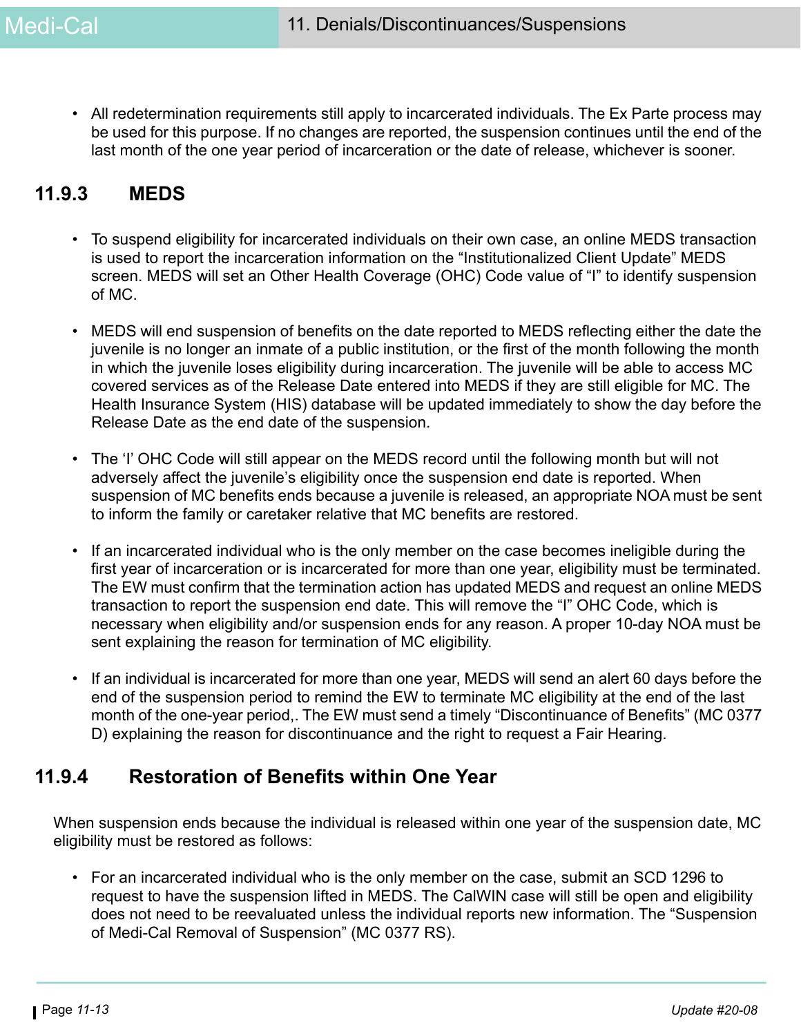- All redetermination requirements still apply to incarcerated individuals. The Ex Parte process may be used for this purpose. If no changes are reported, the suspension continues until the end of the last month of the one year period of incarceration or the date of release, whichever is sooner.

### 11.9.3 MEDS

- To suspend eligibility for incarcerated individuals on their own case, an online MEDS transaction is used to report the incarceration information on the "Institutionalized Client Update" MEDS screen. MEDS will set an Other Health Coverage (OHC) Code value of "I" to identify suspension of MC.

- MEDS will end suspension of benefits on the date reported to MEDS reflecting either the date the juvenile is no longer an inmate of a public institution, or the first of the month following the month in which the juvenile loses eligibility during incarceration. The juvenile will be able to access MC covered services as of the Release Date entered into MEDS if they are still eligible for MC. The Health Insurance System (HIS) database will be updated immediately to show the day before the Release Date as the end date of the suspension.

- The 'I' OHC Code will still appear on the MEDS record until the following month but will not adversely affect the juvenile's eligibility once the suspension end date is reported. When suspension of MC benefits ends because a juvenile is released, an appropriate NOA must be sent to inform the family or caretaker relative that MC benefits are restored.

- If an incarcerated individual who is the only member on the case becomes ineligible during the first year of incarceration or is incarcerated for more than one year, eligibility must be terminated. The EW must confirm that the termination action has updated MEDS and request an online MEDS transaction to report the suspension end date. This will remove the "I" OHC Code, which is necessary when eligibility and/or suspension ends for any reason. A proper 10-day NOA must be sent explaining the reason for termination of MC eligibility.

- If an individual is incarcerated for more than one year, MEDS will send an alert 60 days before the end of the suspension period to remind the EW to terminate MC eligibility at the end of the last month of the one-year period,. The EW must send a timely "Discontinuance of Benefits" (MC 0377 D) explaining the reason for discontinuance and the right to request a Fair Hearing.

### 11.9.4 Restoration of Benefits within One Year

When suspension ends because the individual is released within one year of the suspension date, MC eligibility must be restored as follows:

- For an incarcerated individual who is the only member on the case, submit an SCD 1296 to request to have the suspension lifted in MEDS. The CalWIN case will still be open and eligibility does not need to be reevaluated unless the individual reports new information. The "Suspension of Medi-Cal Removal of Suspension" (MC 0377 RS).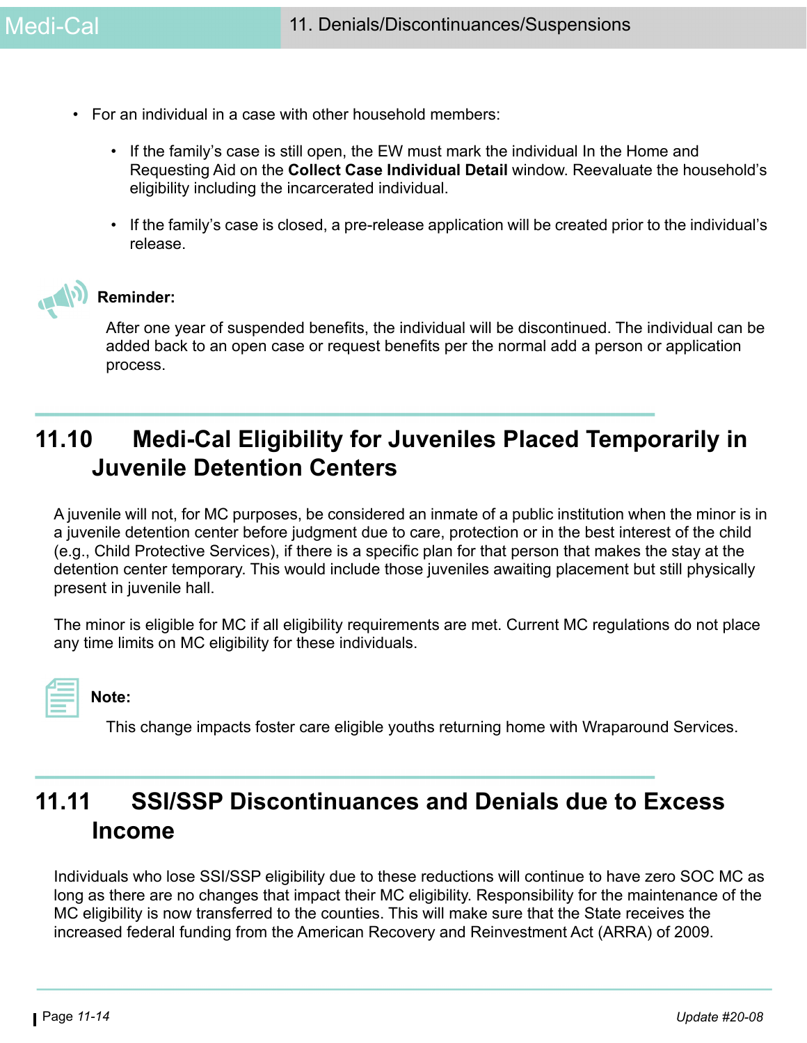- For an individual in a case with other household members:
  - If the family's case is still open, the EW must mark the individual In the Home and Requesting Aid on the **Collect Case Individual Detail** window. Reevaluate the household's eligibility including the incarcerated individual.
  - If the family's case is closed, a pre-release application will be created prior to the individual's release.

**Reminder:**

After one year of suspended benefits, the individual will be discontinued. The individual can be added back to an open case or request benefits per the normal add a person or application process.

## 11.10 Medi-Cal Eligibility for Juveniles Placed Temporarily in Juvenile Detention Centers

A juvenile will not, for MC purposes, be considered an inmate of a public institution when the minor is in a juvenile detention center before judgment due to care, protection or in the best interest of the child (e.g., Child Protective Services), if there is a specific plan for that person that makes the stay at the detention center temporary. This would include those juveniles awaiting placement but still physically present in juvenile hall.

The minor is eligible for MC if all eligibility requirements are met. Current MC regulations do not place any time limits on MC eligibility for these individuals.

**Note:**

This change impacts foster care eligible youths returning home with Wraparound Services.

## 11.11 SSI/SSP Discontinuances and Denials due to Excess Income

Individuals who lose SSI/SSP eligibility due to these reductions will continue to have zero SOC MC as long as there are no changes that impact their MC eligibility. Responsibility for the maintenance of the MC eligibility is now transferred to the counties. This will make sure that the State receives the increased federal funding from the American Recovery and Reinvestment Act (ARRA) of 2009.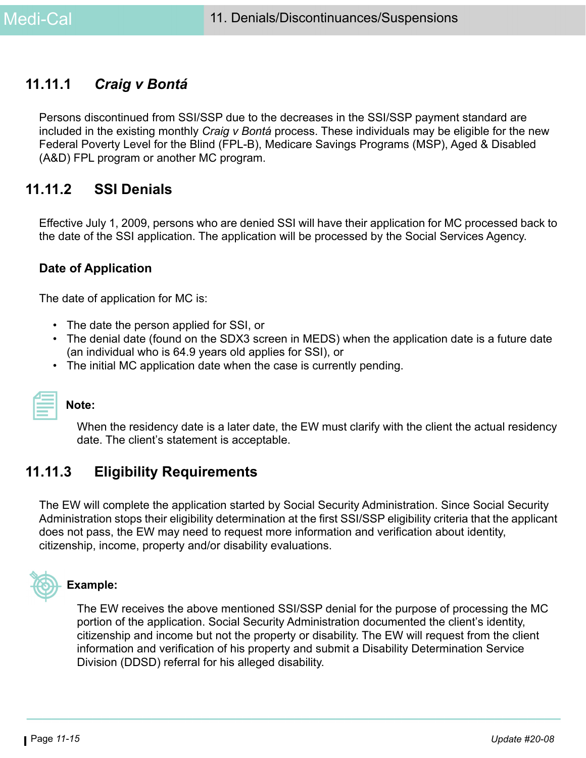### 11.11.1 *Craig v Bontá*

Persons discontinued from SSI/SSP due to the decreases in the SSI/SSP payment standard are included in the existing monthly *Craig v Bontá* process. These individuals may be eligible for the new Federal Poverty Level for the Blind (FPL-B), Medicare Savings Programs (MSP), Aged & Disabled (A&D) FPL program or another MC program.

### 11.11.2 SSI Denials

Effective July 1, 2009, persons who are denied SSI will have their application for MC processed back to the date of the SSI application. The application will be processed by the Social Services Agency.

**Date of Application**

The date of application for MC is:

- The date the person applied for SSI, or
- The denial date (found on the SDX3 screen in MEDS) when the application date is a future date (an individual who is 64.9 years old applies for SSI), or
- The initial MC application date when the case is currently pending.

**Note:**

When the residency date is a later date, the EW must clarify with the client the actual residency date. The client's statement is acceptable.

### 11.11.3 Eligibility Requirements

The EW will complete the application started by Social Security Administration. Since Social Security Administration stops their eligibility determination at the first SSI/SSP eligibility criteria that the applicant does not pass, the EW may need to request more information and verification about identity, citizenship, income, property and/or disability evaluations.

**Example:**

The EW receives the above mentioned SSI/SSP denial for the purpose of processing the MC portion of the application. Social Security Administration documented the client's identity, citizenship and income but not the property or disability. The EW will request from the client information and verification of his property and submit a Disability Determination Service Division (DDSD) referral for his alleged disability.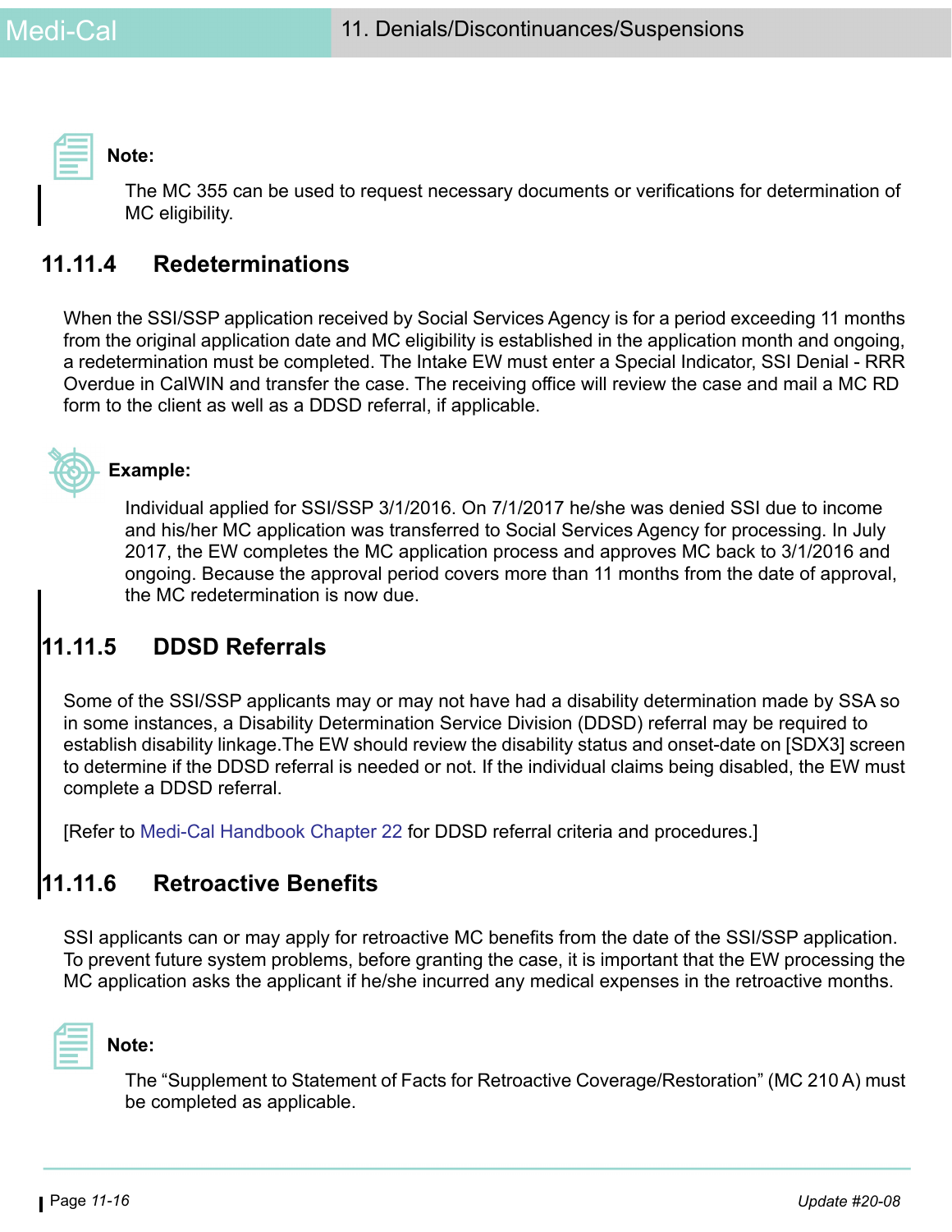**Note:**

The MC 355 can be used to request necessary documents or verifications for determination of MC eligibility.

### 11.11.4 Redeterminations

When the SSI/SSP application received by Social Services Agency is for a period exceeding 11 months from the original application date and MC eligibility is established in the application month and ongoing, a redetermination must be completed. The Intake EW must enter a Special Indicator, SSI Denial - RRR Overdue in CalWIN and transfer the case. The receiving office will review the case and mail a MC RD form to the client as well as a DDSD referral, if applicable.

**Example:**

Individual applied for SSI/SSP 3/1/2016. On 7/1/2017 he/she was denied SSI due to income and his/her MC application was transferred to Social Services Agency for processing. In July 2017, the EW completes the MC application process and approves MC back to 3/1/2016 and ongoing. Because the approval period covers more than 11 months from the date of approval, the MC redetermination is now due.

### 11.11.5 DDSD Referrals

Some of the SSI/SSP applicants may or may not have had a disability determination made by SSA so in some instances, a Disability Determination Service Division (DDSD) referral may be required to establish disability linkage.The EW should review the disability status and onset-date on [SDX3] screen to determine if the DDSD referral is needed or not. If the individual claims being disabled, the EW must complete a DDSD referral.

[Refer to Medi-Cal Handbook Chapter 22 for DDSD referral criteria and procedures.]

### 11.11.6 Retroactive Benefits

SSI applicants can or may apply for retroactive MC benefits from the date of the SSI/SSP application. To prevent future system problems, before granting the case, it is important that the EW processing the MC application asks the applicant if he/she incurred any medical expenses in the retroactive months.

**Note:**

The “Supplement to Statement of Facts for Retroactive Coverage/Restoration” (MC 210 A) must be completed as applicable.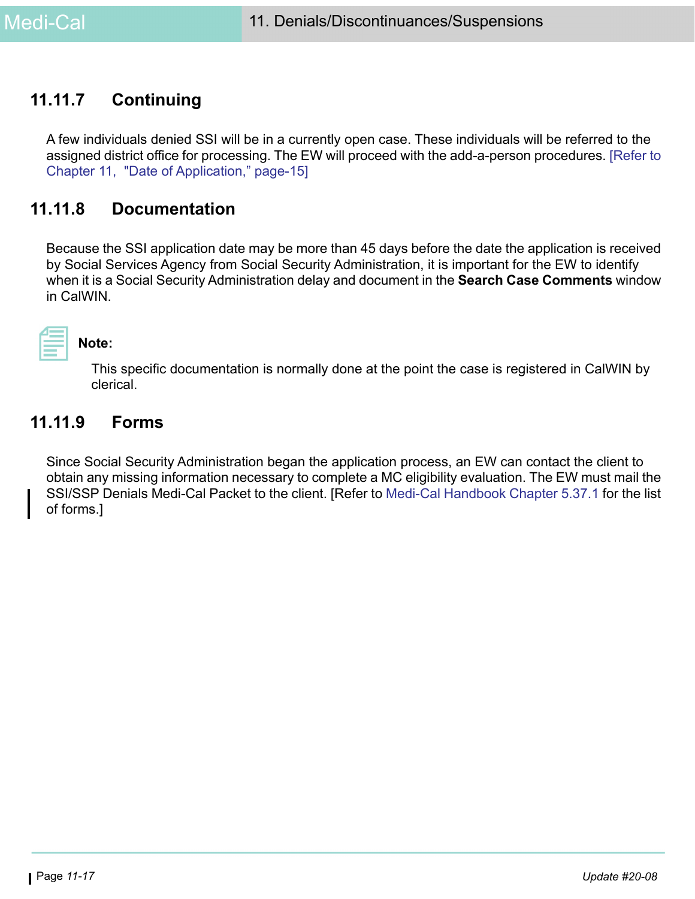### 11.11.7 Continuing

A few individuals denied SSI will be in a currently open case. These individuals will be referred to the assigned district office for processing. The EW will proceed with the add-a-person procedures. [Refer to Chapter 11, "Date of Application," page-15]

### 11.11.8 Documentation

Because the SSI application date may be more than 45 days before the date the application is received by Social Services Agency from Social Security Administration, it is important for the EW to identify when it is a Social Security Administration delay and document in the **Search Case Comments** window in CalWIN.

**Note:**

This specific documentation is normally done at the point the case is registered in CalWIN by clerical.

### 11.11.9 Forms

Since Social Security Administration began the application process, an EW can contact the client to obtain any missing information necessary to complete a MC eligibility evaluation. The EW must mail the SSI/SSP Denials Medi-Cal Packet to the client. [Refer to Medi-Cal Handbook Chapter 5.37.1 for the list of forms.]